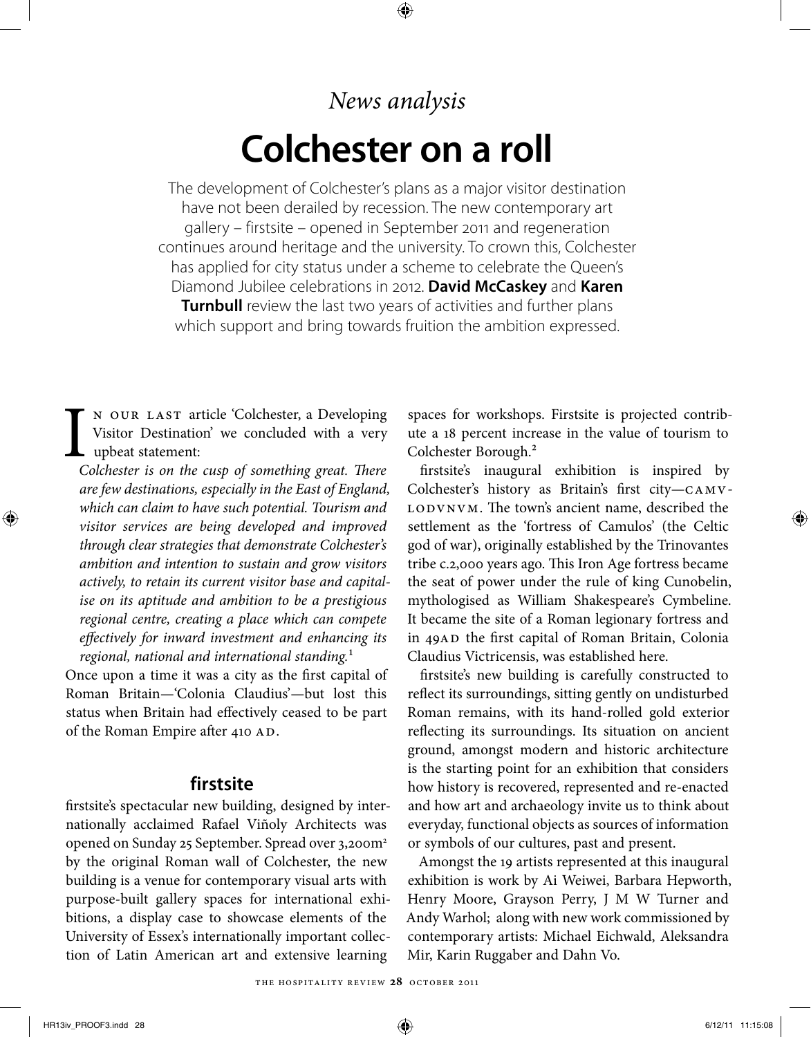*News analysis*

# Colchester on a roll

The development of Colchester's plans as a major visitor destination have not been derailed by recession. The new contemporary art gallery – firstsite – opened in September 2011 and regeneration continues around heritage and the university. To crown this, Colchester has applied for city status under a scheme to celebrate the Queen's Diamond Jubilee celebrations in 2012. **David McCaskey** and **Karen Turnbull** review the last two years of activities and further plans which support and bring towards fruition the ambition expressed.

In our last article 'Colchester, a Developing Visitor Destination' we concluded with a very upbeat statement:

*Colchester is on the cusp of something great. There are few destinations, especially in the East of England, which can claim to have such potential. Tourism and visitor services are being developed and improved through clear strategies that demonstrate Colchester's ambition and intention to sustain and grow visitors actively, to retain its current visitor base and capitalise on its aptitude and ambition to be a prestigious regional centre, creating a place which can compete effectively for inward investment and enhancing its regional, national and international standing.*[1]

Once upon a time it was a city as the first capital of Roman Britain—'Colonia Claudius'—but lost this status when Britain had effectively ceased to be part of the Roman Empire after 410 AD.

## firstsite

firstsite's spectacular new building, designed by internationally acclaimed Rafael Viñoly Architects was opened on Sunday 25 September. Spread over 3,200m² by the original Roman wall of Colchester, the new building is a venue for contemporary visual arts with purpose-built gallery spaces for international exhibitions, a display case to showcase elements of the University of Essex's internationally important collection of Latin American art and extensive learning spaces for workshops. Firstsite is projected contribute a 18 percent increase in the value of tourism to Colchester Borough.[2]

firstsite's inaugural exhibition is inspired by Colchester's history as Britain's first city—CAMVLODVNVM. The town's ancient name, described the settlement as the 'fortress of Camulos' (the Celtic god of war), originally established by the Trinovantes tribe c.2,000 years ago. This Iron Age fortress became the seat of power under the rule of king Cunobelin, mythologised as William Shakespeare's Cymbeline. It became the site of a Roman legionary fortress and in 49AD the first capital of Roman Britain, Colonia Claudius Victricensis, was established here.

firstsite's new building is carefully constructed to reflect its surroundings, sitting gently on undisturbed Roman remains, with its hand-rolled gold exterior reflecting its surroundings. Its situation on ancient ground, amongst modern and historic architecture is the starting point for an exhibition that considers how history is recovered, represented and re-enacted and how art and archaeology invite us to think about everyday, functional objects as sources of information or symbols of our cultures, past and present.

Amongst the 19 artists represented at this inaugural exhibition is work by Ai Weiwei, Barbara Hepworth, Henry Moore, Grayson Perry, J M W Turner and Andy Warhol; along with new work commissioned by contemporary artists: Michael Eichwald, Aleksandra Mir, Karin Ruggaber and Dahn Vo.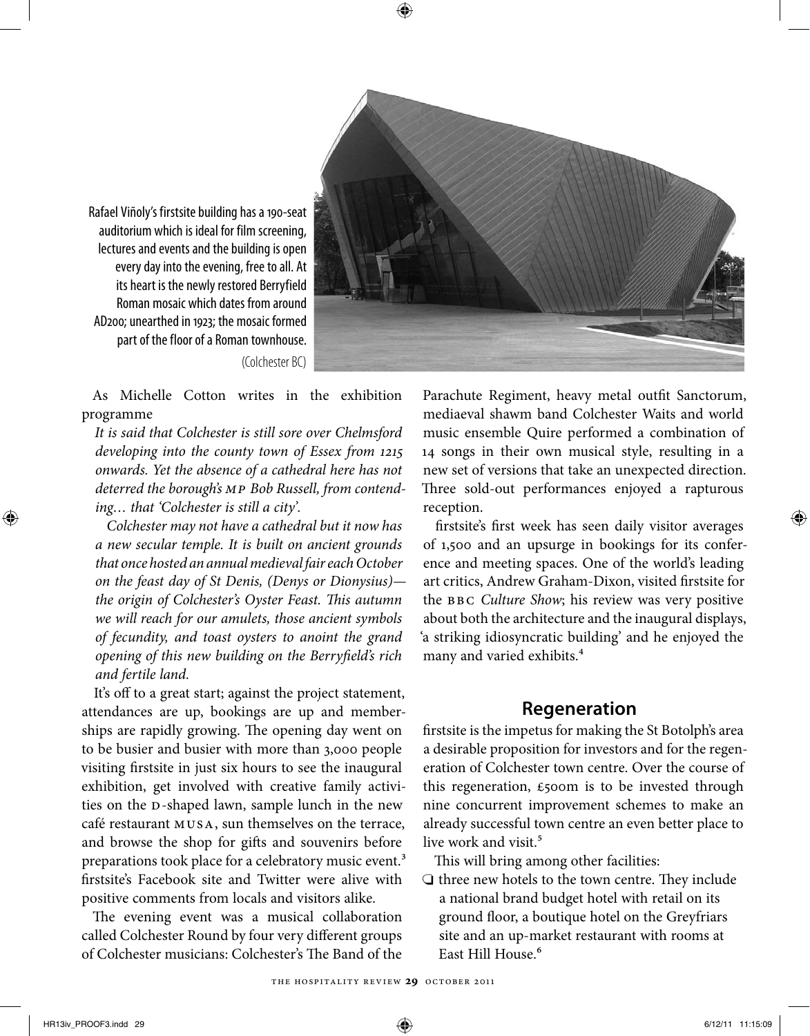Rafael Viñoly's firstsite building has a 190-seat auditorium which is ideal for film screening, lectures and events and the building is open every day into the evening, free to all. At its heart is the newly restored Berryfield Roman mosaic which dates from around AD200; unearthed in 1923; the mosaic formed part of the floor of a Roman townhouse. (Colchester BC)

As Michelle Cotton writes in the exhibition programme

*It is said that Colchester is still sore over Chelmsford developing into the county town of Essex from 1215 onwards. Yet the absence of a cathedral here has not deterred the borough's MP Bob Russell, from contending… that 'Colchester is still a city'.*

*Colchester may not have a cathedral but it now has a new secular temple. It is built on ancient grounds that once hosted an annual medieval fair each October on the feast day of St Denis, (Denys or Dionysius)—the origin of Colchester's Oyster Feast. This autumn we will reach for our amulets, those ancient symbols of fecundity, and toast oysters to anoint the grand opening of this new building on the Berryfield's rich and fertile land.*

It's off to a great start; against the project statement, attendances are up, bookings are up and memberships are rapidly growing. The opening day went on to be busier and busier with more than 3,000 people visiting firstsite in just six hours to see the inaugural exhibition, get involved with creative family activities on the D-shaped lawn, sample lunch in the new café restaurant MUSA, sun themselves on the terrace, and browse the shop for gifts and souvenirs before preparations took place for a celebratory music event.[3] firstsite's Facebook site and Twitter were alive with positive comments from locals and visitors alike.

The evening event was a musical collaboration called Colchester Round by four very different groups of Colchester musicians: Colchester's The Band of the Parachute Regiment, heavy metal outfit Sanctorum, mediaeval shawm band Colchester Waits and world music ensemble Quire performed a combination of 14 songs in their own musical style, resulting in a new set of versions that take an unexpected direction. Three sold-out performances enjoyed a rapturous reception.

firstsite's first week has seen daily visitor averages of 1,500 and an upsurge in bookings for its conference and meeting spaces. One of the world's leading art critics, Andrew Graham-Dixon, visited firstsite for the BBC *Culture Show*; his review was very positive about both the architecture and the inaugural displays, 'a striking idiosyncratic building' and he enjoyed the many and varied exhibits.[4]

## Regeneration

firstsite is the impetus for making the St Botolph's area a desirable proposition for investors and for the regeneration of Colchester town centre. Over the course of this regeneration, £500m is to be invested through nine concurrent improvement schemes to make an already successful town centre an even better place to live work and visit.[5]

This will bring among other facilities:

- three new hotels to the town centre. They include a national brand budget hotel with retail on its ground floor, a boutique hotel on the Greyfriars site and an up-market restaurant with rooms at East Hill House.[6]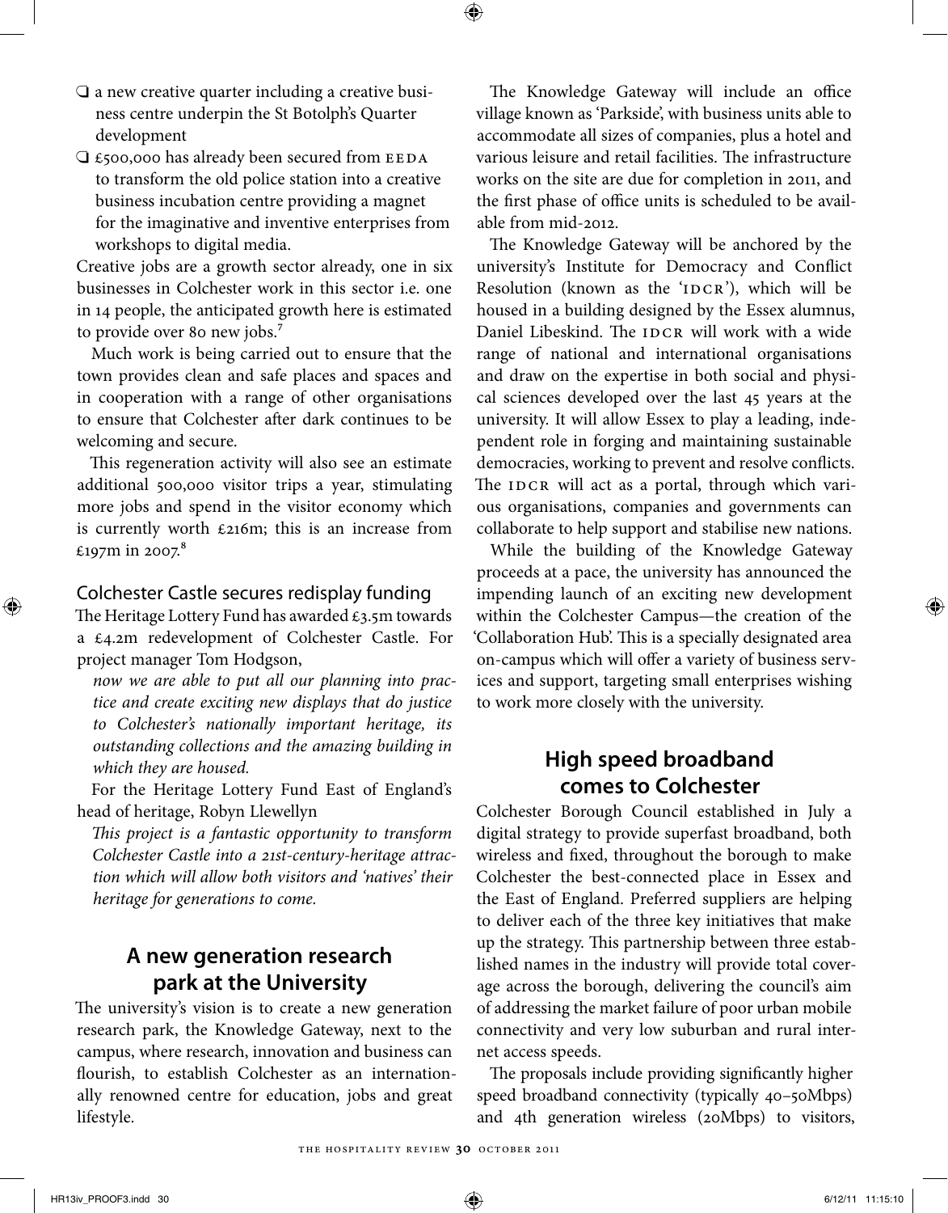- a new creative quarter including a creative business centre underpin the St Botolph's Quarter development
- £500,000 has already been secured from EEDA to transform the old police station into a creative business incubation centre providing a magnet for the imaginative and inventive enterprises from workshops to digital media.

Creative jobs are a growth sector already, one in six businesses in Colchester work in this sector i.e. one in 14 people, the anticipated growth here is estimated to provide over 80 new jobs.[7]

Much work is being carried out to ensure that the town provides clean and safe places and spaces and in cooperation with a range of other organisations to ensure that Colchester after dark continues to be welcoming and secure.

This regeneration activity will also see an estimate additional 500,000 visitor trips a year, stimulating more jobs and spend in the visitor economy which is currently worth £216m; this is an increase from £197m in 2007.[8]

### Colchester Castle secures redisplay funding

The Heritage Lottery Fund has awarded £3.5m towards a £4.2m redevelopment of Colchester Castle. For project manager Tom Hodgson,

*now we are able to put all our planning into practice and create exciting new displays that do justice to Colchester's nationally important heritage, its outstanding collections and the amazing building in which they are housed.*

For the Heritage Lottery Fund East of England's head of heritage, Robyn Llewellyn

*This project is a fantastic opportunity to transform Colchester Castle into a 21st-century-heritage attraction which will allow both visitors and 'natives' their heritage for generations to come.*

## A new generation research park at the University

The university's vision is to create a new generation research park, the Knowledge Gateway, next to the campus, where research, innovation and business can flourish, to establish Colchester as an internationally renowned centre for education, jobs and great lifestyle.

The Knowledge Gateway will include an office village known as 'Parkside', with business units able to accommodate all sizes of companies, plus a hotel and various leisure and retail facilities. The infrastructure works on the site are due for completion in 2011, and the first phase of office units is scheduled to be available from mid-2012.

The Knowledge Gateway will be anchored by the university's Institute for Democracy and Conflict Resolution (known as the 'IDCR'), which will be housed in a building designed by the Essex alumnus, Daniel Libeskind. The IDCR will work with a wide range of national and international organisations and draw on the expertise in both social and physical sciences developed over the last 45 years at the university. It will allow Essex to play a leading, independent role in forging and maintaining sustainable democracies, working to prevent and resolve conflicts. The IDCR will act as a portal, through which various organisations, companies and governments can collaborate to help support and stabilise new nations.

While the building of the Knowledge Gateway proceeds at a pace, the university has announced the impending launch of an exciting new development within the Colchester Campus—the creation of the 'Collaboration Hub'. This is a specially designated area on-campus which will offer a variety of business services and support, targeting small enterprises wishing to work more closely with the university.

## High speed broadband comes to Colchester

Colchester Borough Council established in July a digital strategy to provide superfast broadband, both wireless and fixed, throughout the borough to make Colchester the best-connected place in Essex and the East of England. Preferred suppliers are helping to deliver each of the three key initiatives that make up the strategy. This partnership between three established names in the industry will provide total coverage across the borough, delivering the council's aim of addressing the market failure of poor urban mobile connectivity and very low suburban and rural internet access speeds.

The proposals include providing significantly higher speed broadband connectivity (typically 40–50Mbps) and 4th generation wireless (20Mbps) to visitors,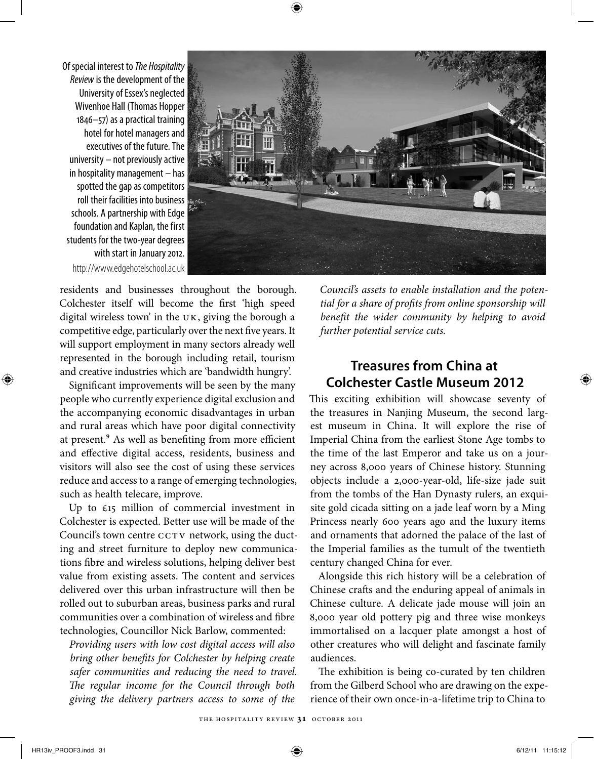Of special interest to *The Hospitality Review* is the development of the University of Essex's neglected Wivenhoe Hall (Thomas Hopper 1846–57) as a practical training hotel for hotel managers and executives of the future. The university – not previously active in hospitality management – has spotted the gap as competitors roll their facilities into business schools. A partnership with Edge foundation and Kaplan, the first students for the two-year degrees with start in January 2012. http://www.edgehotelschool.ac.uk

residents and businesses throughout the borough. Colchester itself will become the first 'high speed digital wireless town' in the UK, giving the borough a competitive edge, particularly over the next five years. It will support employment in many sectors already well represented in the borough including retail, tourism and creative industries which are 'bandwidth hungry'.

Significant improvements will be seen by the many people who currently experience digital exclusion and the accompanying economic disadvantages in urban and rural areas which have poor digital connectivity at present.[9] As well as benefiting from more efficient and effective digital access, residents, business and visitors will also see the cost of using these services reduce and access to a range of emerging technologies, such as health telecare, improve.

Up to £15 million of commercial investment in Colchester is expected. Better use will be made of the Council's town centre CCTV network, using the ducting and street furniture to deploy new communications fibre and wireless solutions, helping deliver best value from existing assets. The content and services delivered over this urban infrastructure will then be rolled out to suburban areas, business parks and rural communities over a combination of wireless and fibre technologies, Councillor Nick Barlow, commented:

*Providing users with low cost digital access will also bring other benefits for Colchester by helping create safer communities and reducing the need to travel. The regular income for the Council through both giving the delivery partners access to some of the Council's assets to enable installation and the potential for a share of profits from online sponsorship will benefit the wider community by helping to avoid further potential service cuts.*

## Treasures from China at Colchester Castle Museum 2012

This exciting exhibition will showcase seventy of the treasures in Nanjing Museum, the second largest museum in China. It will explore the rise of Imperial China from the earliest Stone Age tombs to the time of the last Emperor and take us on a journey across 8,000 years of Chinese history. Stunning objects include a 2,000-year-old, life-size jade suit from the tombs of the Han Dynasty rulers, an exquisite gold cicada sitting on a jade leaf worn by a Ming Princess nearly 600 years ago and the luxury items and ornaments that adorned the palace of the last of the Imperial families as the tumult of the twentieth century changed China for ever.

Alongside this rich history will be a celebration of Chinese crafts and the enduring appeal of animals in Chinese culture. A delicate jade mouse will join an 8,000 year old pottery pig and three wise monkeys immortalised on a lacquer plate amongst a host of other creatures who will delight and fascinate family audiences.

The exhibition is being co-curated by ten children from the Gilberd School who are drawing on the experience of their own once-in-a-lifetime trip to China to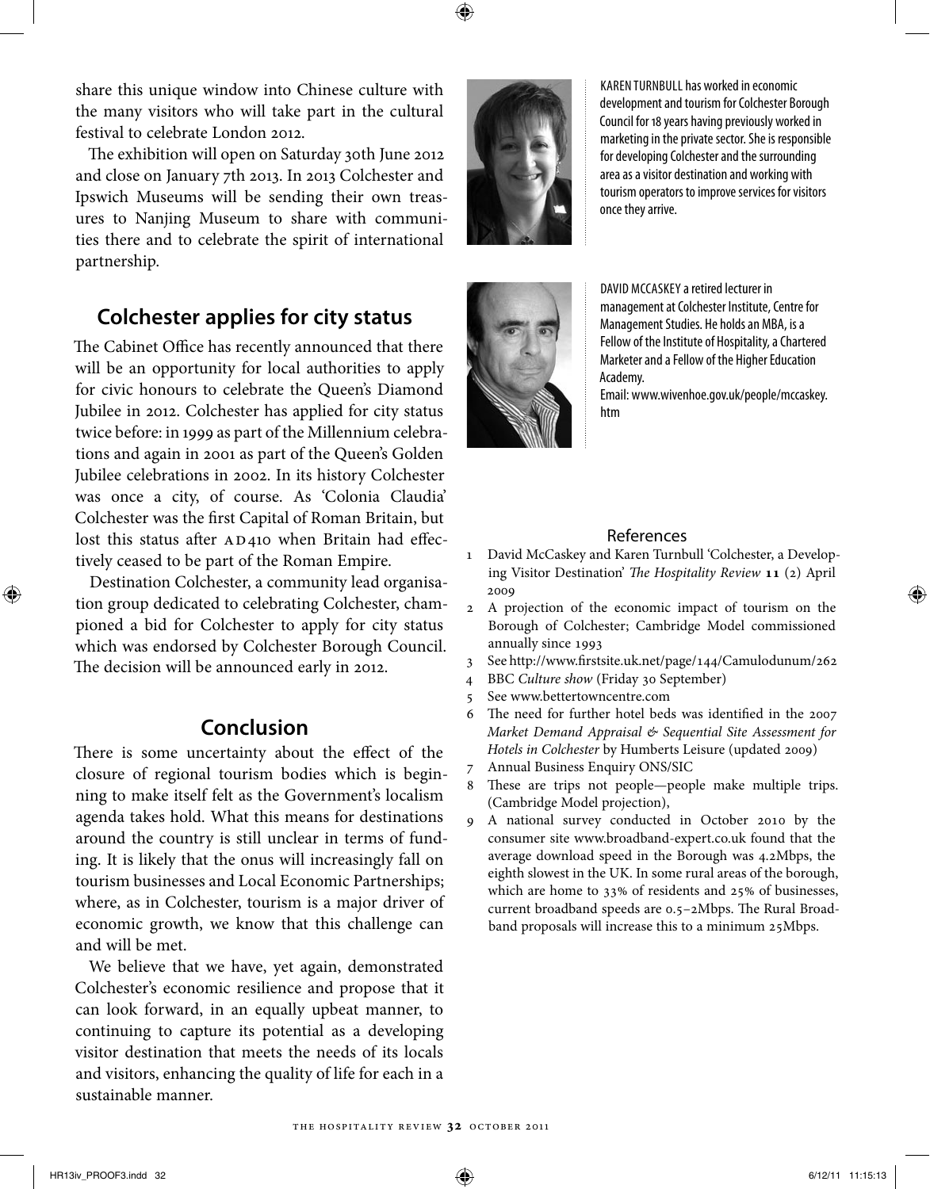share this unique window into Chinese culture with the many visitors who will take part in the cultural festival to celebrate London 2012.

The exhibition will open on Saturday 30th June 2012 and close on January 7th 2013. In 2013 Colchester and Ipswich Museums will be sending their own treasures to Nanjing Museum to share with communities there and to celebrate the spirit of international partnership.

## Colchester applies for city status

The Cabinet Office has recently announced that there will be an opportunity for local authorities to apply for civic honours to celebrate the Queen's Diamond Jubilee in 2012. Colchester has applied for city status twice before: in 1999 as part of the Millennium celebrations and again in 2001 as part of the Queen's Golden Jubilee celebrations in 2002. In its history Colchester was once a city, of course. As 'Colonia Claudia' Colchester was the first Capital of Roman Britain, but lost this status after AD410 when Britain had effectively ceased to be part of the Roman Empire.

Destination Colchester, a community lead organisation group dedicated to celebrating Colchester, championed a bid for Colchester to apply for city status which was endorsed by Colchester Borough Council. The decision will be announced early in 2012.

## Conclusion

There is some uncertainty about the effect of the closure of regional tourism bodies which is beginning to make itself felt as the Government's localism agenda takes hold. What this means for destinations around the country is still unclear in terms of funding. It is likely that the onus will increasingly fall on tourism businesses and Local Economic Partnerships; where, as in Colchester, tourism is a major driver of economic growth, we know that this challenge can and will be met.

We believe that we have, yet again, demonstrated Colchester's economic resilience and propose that it can look forward, in an equally upbeat manner, to continuing to capture its potential as a developing visitor destination that meets the needs of its locals and visitors, enhancing the quality of life for each in a sustainable manner.

KAREN TURNBULL has worked in economic development and tourism for Colchester Borough Council for 18 years having previously worked in marketing in the private sector. She is responsible for developing Colchester and the surrounding area as a visitor destination and working with tourism operators to improve services for visitors once they arrive.

DAVID MCCASKEY a retired lecturer in management at Colchester Institute, Centre for Management Studies. He holds an MBA, is a Fellow of the Institute of Hospitality, a Chartered Marketer and a Fellow of the Higher Education Academy.
Email: www.wivenhoe.gov.uk/people/mccaskey.htm

### References

1. David McCaskey and Karen Turnbull 'Colchester, a Developing Visitor Destination' *The Hospitality Review* **11** (2) April 2009
2. A projection of the economic impact of tourism on the Borough of Colchester; Cambridge Model commissioned annually since 1993
3. See http://www.firstsite.uk.net/page/144/Camulodunum/262
4. BBC *Culture show* (Friday 30 September)
5. See www.bettertowncentre.com
6. The need for further hotel beds was identified in the 2007 *Market Demand Appraisal & Sequential Site Assessment for Hotels in Colchester* by Humberts Leisure (updated 2009)
7. Annual Business Enquiry ONS/SIC
8. These are trips not people—people make multiple trips. (Cambridge Model projection),
9. A national survey conducted in October 2010 by the consumer site www.broadband-expert.co.uk found that the average download speed in the Borough was 4.2Mbps, the eighth slowest in the UK. In some rural areas of the borough, which are home to 33% of residents and 25% of businesses, current broadband speeds are 0.5–2Mbps. The Rural Broadband proposals will increase this to a minimum 25Mbps.